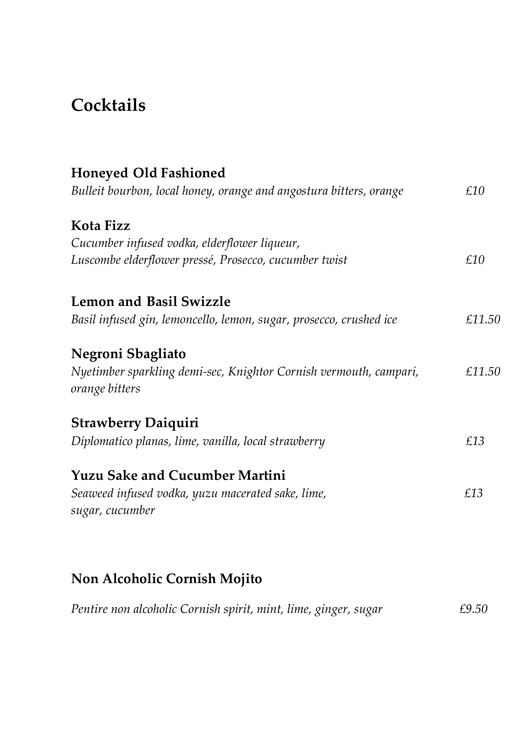# Cocktails

### Honeyed Old Fashioned

*Bulleit bourbon, local honey, orange and angostura bitters, orange* — *£10*

### Kota Fizz

*Cucumber infused vodka, elderflower liqueur,*
*Luscombe elderflower pressé, Prosecco, cucumber twist* — *£10*

### Lemon and Basil Swizzle

*Basil infused gin, lemoncello, lemon, sugar, prosecco, crushed ice* — *£11.50*

### Negroni Sbagliato

*Nyetimber sparkling demi-sec, Knightor Cornish vermouth, campari, orange bitters* — *£11.50*

### Strawberry Daiquiri

*Diplomatico planas, lime, vanilla, local strawberry* — *£13*

### Yuzu Sake and Cucumber Martini

*Seaweed infused vodka, yuzu macerated sake, lime, sugar, cucumber* — *£13*

## Non Alcoholic Cornish Mojito

*Pentire non alcoholic Cornish spirit, mint, lime, ginger, sugar* — *£9.50*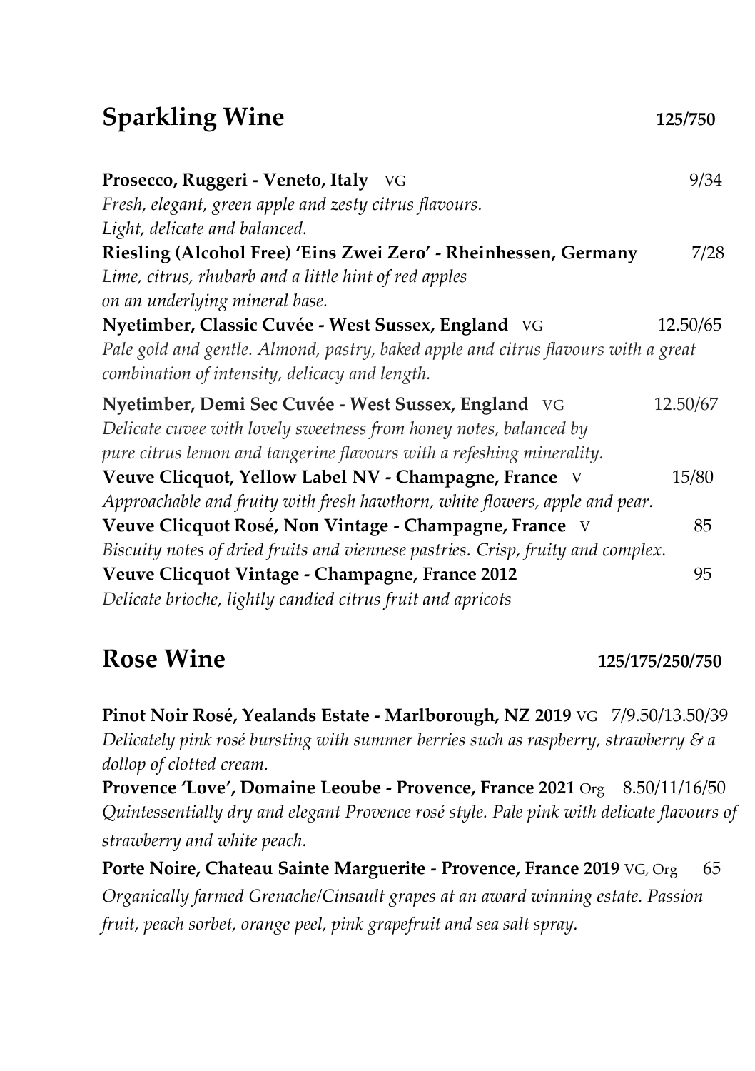## Sparkling Wine **125/750**

**Prosecco, Ruggeri - Veneto, Italy** VG 9/34
*Fresh, elegant, green apple and zesty citrus flavours.*
*Light, delicate and balanced.*

**Riesling (Alcohol Free) 'Eins Zwei Zero' - Rheinhessen, Germany** 7/28
*Lime, citrus, rhubarb and a little hint of red apples*
*on an underlying mineral base.*

**Nyetimber, Classic Cuvée - West Sussex, England** VG 12.50/65
*Pale gold and gentle. Almond, pastry, baked apple and citrus flavours with a great combination of intensity, delicacy and length.*

**Nyetimber, Demi Sec Cuvée - West Sussex, England** VG 12.50/67
*Delicate cuvee with lovely sweetness from honey notes, balanced by*
*pure citrus lemon and tangerine flavours with a refeshing minerality.*

**Veuve Clicquot, Yellow Label NV - Champagne, France** V 15/80
*Approachable and fruity with fresh hawthorn, white flowers, apple and pear.*

**Veuve Clicquot Rosé, Non Vintage - Champagne, France** V 85
*Biscuity notes of dried fruits and viennese pastries. Crisp, fruity and complex.*

**Veuve Clicquot Vintage - Champagne, France 2012** 95
*Delicate brioche, lightly candied citrus fruit and apricots*

## Rose Wine **125/175/250/750**

**Pinot Noir Rosé, Yealands Estate - Marlborough, NZ 2019** VG 7/9.50/13.50/39
*Delicately pink rosé bursting with summer berries such as raspberry, strawberry & a dollop of clotted cream.*

**Provence 'Love', Domaine Leoube - Provence, France 2021** Org 8.50/11/16/50
*Quintessentially dry and elegant Provence rosé style. Pale pink with delicate flavours of strawberry and white peach.*

**Porte Noire, Chateau Sainte Marguerite - Provence, France 2019** VG, Org 65
*Organically farmed Grenache/Cinsault grapes at an award winning estate. Passion fruit, peach sorbet, orange peel, pink grapefruit and sea salt spray.*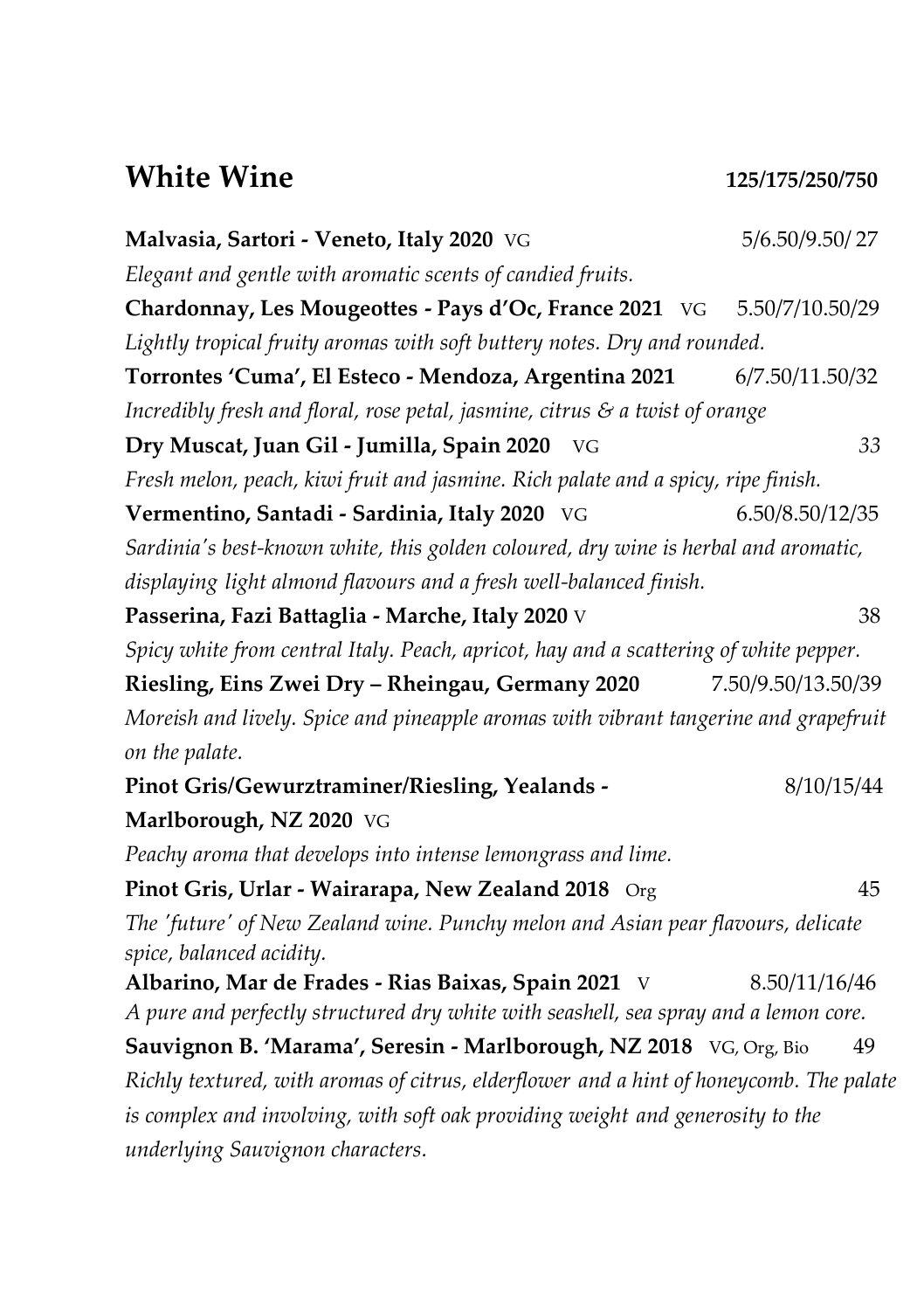## White Wine **125/175/250/750**

**Malvasia, Sartori - Veneto, Italy 2020** VG 5/6.50/9.50/ 27
*Elegant and gentle with aromatic scents of candied fruits.*

**Chardonnay, Les Mougeottes - Pays d'Oc, France 2021** VG 5.50/7/10.50/29
*Lightly tropical fruity aromas with soft buttery notes. Dry and rounded.*

**Torrontes 'Cuma', El Esteco - Mendoza, Argentina 2021** 6/7.50/11.50/32
*Incredibly fresh and floral, rose petal, jasmine, citrus & a twist of orange*

**Dry Muscat, Juan Gil - Jumilla, Spain 2020** VG *33*
*Fresh melon, peach, kiwi fruit and jasmine. Rich palate and a spicy, ripe finish.*

**Vermentino, Santadi - Sardinia, Italy 2020** VG 6.50/8.50/12/35
*Sardinia's best-known white, this golden coloured, dry wine is herbal and aromatic, displaying light almond flavours and a fresh well-balanced finish.*

**Passerina, Fazi Battaglia - Marche, Italy 2020** V 38
*Spicy white from central Italy. Peach, apricot, hay and a scattering of white pepper.*

**Riesling, Eins Zwei Dry – Rheingau, Germany 2020** 7.50/9.50/13.50/39
*Moreish and lively. Spice and pineapple aromas with vibrant tangerine and grapefruit on the palate.*

**Pinot Gris/Gewurztraminer/Riesling, Yealands - Marlborough, NZ 2020** VG 8/10/15/44
*Peachy aroma that develops into intense lemongrass and lime.*

**Pinot Gris, Urlar - Wairarapa, New Zealand 2018** Org 45
*The 'future' of New Zealand wine. Punchy melon and Asian pear flavours, delicate spice, balanced acidity.*

**Albarino, Mar de Frades - Rias Baixas, Spain 2021** V 8.50/11/16/46
*A pure and perfectly structured dry white with seashell, sea spray and a lemon core.*

**Sauvignon B. 'Marama', Seresin - Marlborough, NZ 2018** VG, Org, Bio 49
*Richly textured, with aromas of citrus, elderflower and a hint of honeycomb. The palate is complex and involving, with soft oak providing weight and generosity to the underlying Sauvignon characters.*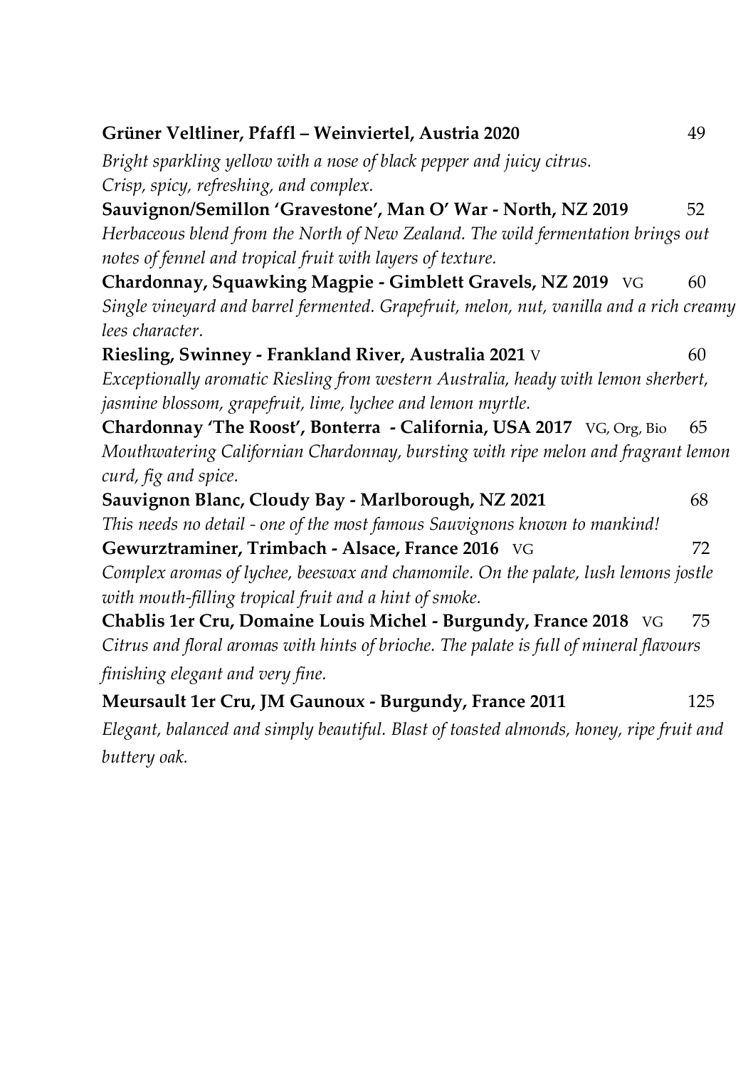**Grüner Veltliner, Pfaffl – Weinviertel, Austria 2020** 49

*Bright sparkling yellow with a nose of black pepper and juicy citrus. Crisp, spicy, refreshing, and complex.*

**Sauvignon/Semillon 'Gravestone', Man O' War - North, NZ 2019** 52

*Herbaceous blend from the North of New Zealand. The wild fermentation brings out notes of fennel and tropical fruit with layers of texture.*

**Chardonnay, Squawking Magpie - Gimblett Gravels, NZ 2019** VG 60

*Single vineyard and barrel fermented. Grapefruit, melon, nut, vanilla and a rich creamy lees character.*

**Riesling, Swinney - Frankland River, Australia 2021** V 60

*Exceptionally aromatic Riesling from western Australia, heady with lemon sherbert, jasmine blossom, grapefruit, lime, lychee and lemon myrtle.*

**Chardonnay 'The Roost', Bonterra - California, USA 2017** VG, Org, Bio 65

*Mouthwatering Californian Chardonnay, bursting with ripe melon and fragrant lemon curd, fig and spice.*

**Sauvignon Blanc, Cloudy Bay - Marlborough, NZ 2021** 68

*This needs no detail - one of the most famous Sauvignons known to mankind!*

**Gewurztraminer, Trimbach - Alsace, France 2016** VG 72

*Complex aromas of lychee, beeswax and chamomile. On the palate, lush lemons jostle with mouth-filling tropical fruit and a hint of smoke.*

**Chablis 1er Cru, Domaine Louis Michel - Burgundy, France 2018** VG 75

*Citrus and floral aromas with hints of brioche. The palate is full of mineral flavours finishing elegant and very fine.*

**Meursault 1er Cru, JM Gaunoux - Burgundy, France 2011** 125

*Elegant, balanced and simply beautiful. Blast of toasted almonds, honey, ripe fruit and buttery oak.*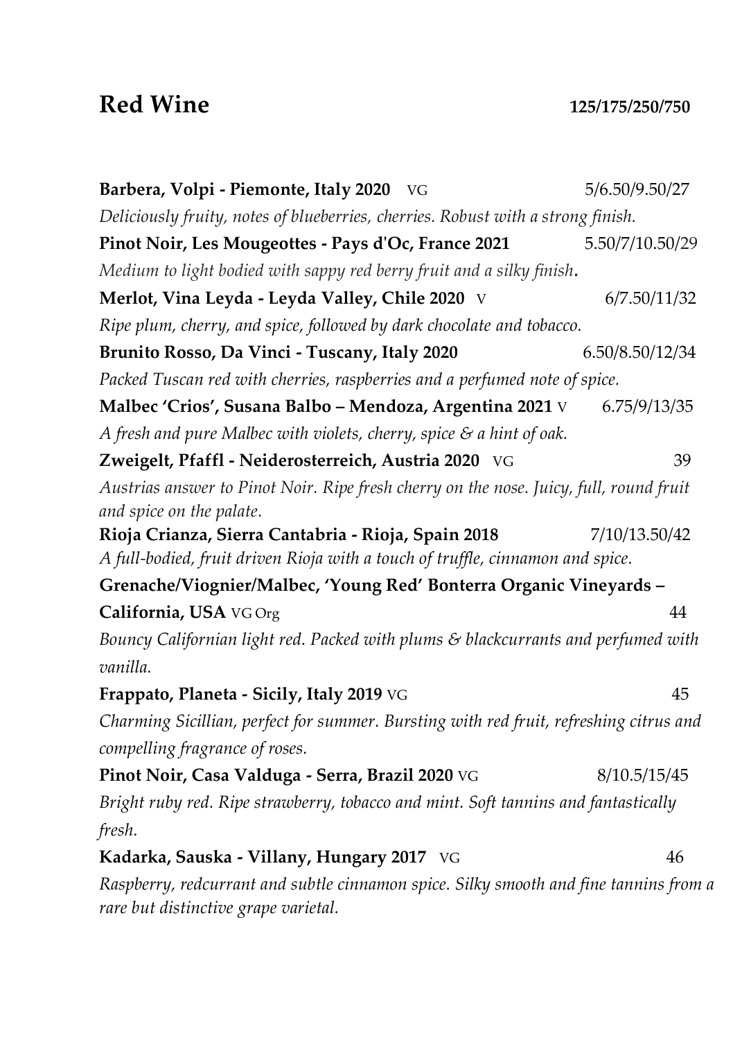# Red Wine

**125/175/250/750**

**Barbera, Volpi - Piemonte, Italy 2020** VG 5/6.50/9.50/27

*Deliciously fruity, notes of blueberries, cherries. Robust with a strong finish.*

**Pinot Noir, Les Mougeottes - Pays d'Oc, France 2021** 5.50/7/10.50/29

*Medium to light bodied with sappy red berry fruit and a silky finish.*

**Merlot, Vina Leyda - Leyda Valley, Chile 2020** V 6/7.50/11/32

*Ripe plum, cherry, and spice, followed by dark chocolate and tobacco.*

**Brunito Rosso, Da Vinci - Tuscany, Italy 2020** 6.50/8.50/12/34

*Packed Tuscan red with cherries, raspberries and a perfumed note of spice.*

**Malbec 'Crios', Susana Balbo – Mendoza, Argentina 2021** V 6.75/9/13/35

*A fresh and pure Malbec with violets, cherry, spice & a hint of oak.*

**Zweigelt, Pfaffl - Neiderosterreich, Austria 2020** VG 39

*Austrias answer to Pinot Noir. Ripe fresh cherry on the nose. Juicy, full, round fruit and spice on the palate.*

**Rioja Crianza, Sierra Cantabria - Rioja, Spain 2018** 7/10/13.50/42

*A full-bodied, fruit driven Rioja with a touch of truffle, cinnamon and spice.*

**Grenache/Viognier/Malbec, 'Young Red' Bonterra Organic Vineyards – California, USA** VG Org 44

*Bouncy Californian light red. Packed with plums & blackcurrants and perfumed with vanilla.*

**Frappato, Planeta - Sicily, Italy 2019** VG 45

*Charming Sicillian, perfect for summer. Bursting with red fruit, refreshing citrus and compelling fragrance of roses.*

**Pinot Noir, Casa Valduga - Serra, Brazil 2020** VG 8/10.5/15/45

*Bright ruby red. Ripe strawberry, tobacco and mint. Soft tannins and fantastically fresh.*

**Kadarka, Sauska - Villany, Hungary 2017** VG 46

*Raspberry, redcurrant and subtle cinnamon spice. Silky smooth and fine tannins from a rare but distinctive grape varietal.*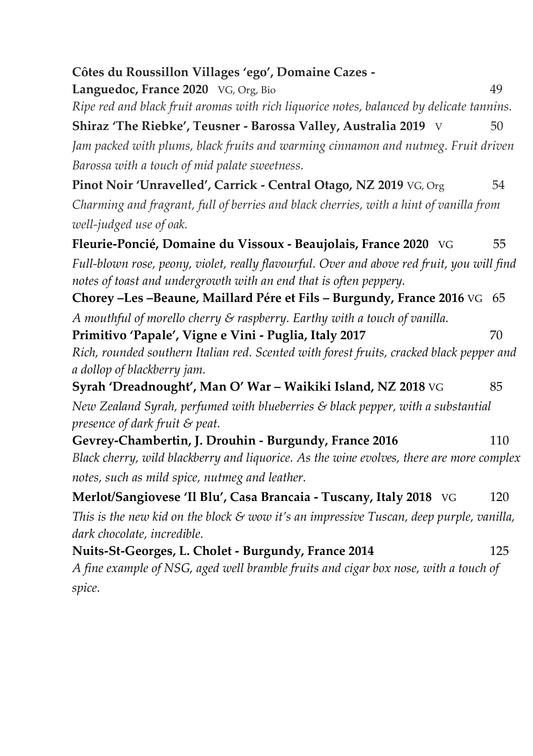**Côtes du Roussillon Villages 'ego', Domaine Cazes - Languedoc, France 2020** VG, Org, Bio 49

*Ripe red and black fruit aromas with rich liquorice notes, balanced by delicate tannins.*

**Shiraz 'The Riebke', Teusner - Barossa Valley, Australia 2019** V 50

*Jam packed with plums, black fruits and warming cinnamon and nutmeg. Fruit driven Barossa with a touch of mid palate sweetness.*

**Pinot Noir 'Unravelled', Carrick - Central Otago, NZ 2019** VG, Org 54

*Charming and fragrant, full of berries and black cherries, with a hint of vanilla from well-judged use of oak.*

**Fleurie-Poncié, Domaine du Vissoux - Beaujolais, France 2020** VG 55

*Full-blown rose, peony, violet, really flavourful. Over and above red fruit, you will find notes of toast and undergrowth with an end that is often peppery.*

**Chorey –Les –Beaune, Maillard Pére et Fils – Burgundy, France 2016** VG 65

*A mouthful of morello cherry & raspberry. Earthy with a touch of vanilla.*

**Primitivo 'Papale', Vigne e Vini - Puglia, Italy 2017** 70

*Rich, rounded southern Italian red. Scented with forest fruits, cracked black pepper and a dollop of blackberry jam.*

**Syrah 'Dreadnought', Man O' War – Waikiki Island, NZ 2018** VG 85

*New Zealand Syrah, perfumed with blueberries & black pepper, with a substantial presence of dark fruit & peat.*

**Gevrey-Chambertin, J. Drouhin - Burgundy, France 2016** 110

*Black cherry, wild blackberry and liquorice. As the wine evolves, there are more complex notes, such as mild spice, nutmeg and leather.*

**Merlot/Sangiovese 'Il Blu', Casa Brancaia - Tuscany, Italy 2018** VG 120

*This is the new kid on the block & wow it's an impressive Tuscan, deep purple, vanilla, dark chocolate, incredible.*

**Nuits-St-Georges, L. Cholet - Burgundy, France 2014** 125

*A fine example of NSG, aged well bramble fruits and cigar box nose, with a touch of spice.*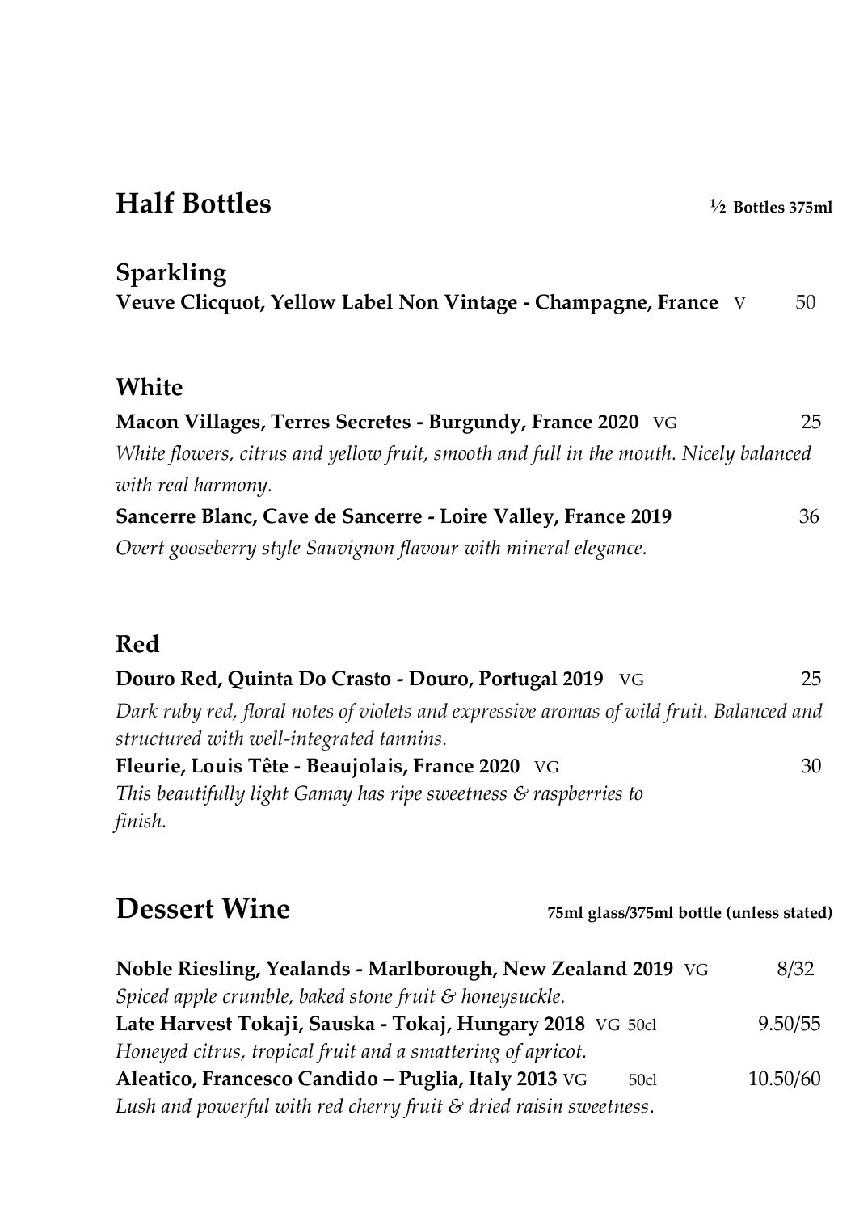# Half Bottles

**½ Bottles 375ml**

## Sparkling

**Veuve Clicquot, Yellow Label Non Vintage - Champagne, France** V — 50

## White

**Macon Villages, Terres Secretes - Burgundy, France 2020** VG — 25

*White flowers, citrus and yellow fruit, smooth and full in the mouth. Nicely balanced with real harmony.*

**Sancerre Blanc, Cave de Sancerre - Loire Valley, France 2019** — 36

*Overt gooseberry style Sauvignon flavour with mineral elegance.*

## Red

**Douro Red, Quinta Do Crasto - Douro, Portugal 2019** VG — 25

*Dark ruby red, floral notes of violets and expressive aromas of wild fruit. Balanced and structured with well-integrated tannins.*

**Fleurie, Louis Tête - Beaujolais, France 2020** VG — 30

*This beautifully light Gamay has ripe sweetness & raspberries to finish.*

# Dessert Wine

**75ml glass/375ml bottle (unless stated)**

**Noble Riesling, Yealands - Marlborough, New Zealand 2019** VG — 8/32

*Spiced apple crumble, baked stone fruit & honeysuckle.*

**Late Harvest Tokaji, Sauska - Tokaj, Hungary 2018** VG 50cl — 9.50/55

*Honeyed citrus, tropical fruit and a smattering of apricot.*

**Aleatico, Francesco Candido – Puglia, Italy 2013** VG 50cl — 10.50/60

*Lush and powerful with red cherry fruit & dried raisin sweetness.*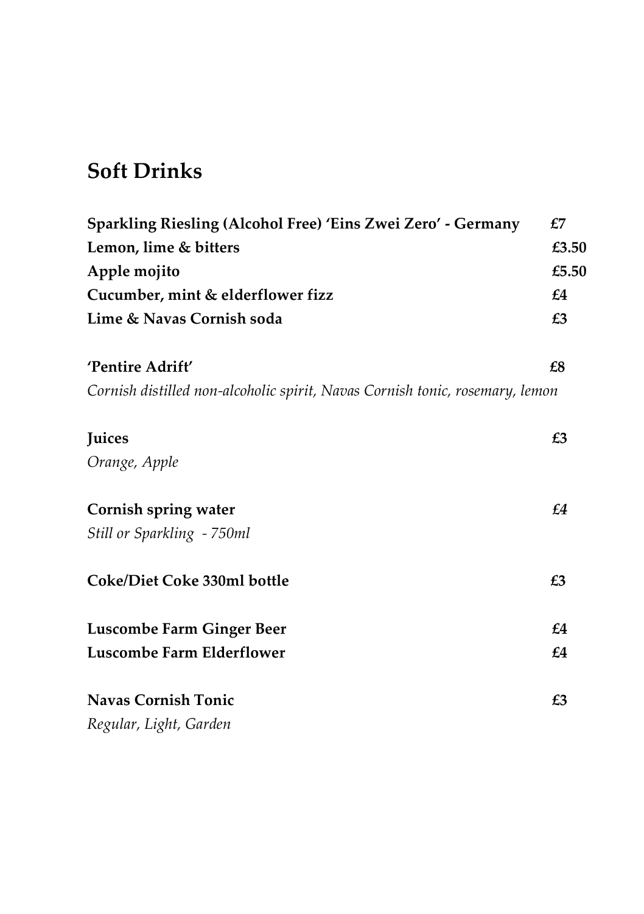## Soft Drinks

**Sparkling Riesling (Alcohol Free) 'Eins Zwei Zero' - Germany** **£7**
**Lemon, lime & bitters** **£3.50**
**Apple mojito** **£5.50**
**Cucumber, mint & elderflower fizz** **£4**
**Lime & Navas Cornish soda** **£3**

**'Pentire Adrift'** **£8**
*Cornish distilled non-alcoholic spirit, Navas Cornish tonic, rosemary, lemon*

**Juices** **£3**
*Orange, Apple*

**Cornish spring water** *£4*
*Still or Sparkling - 750ml*

**Coke/Diet Coke 330ml bottle** **£3**

**Luscombe Farm Ginger Beer** **£4**
**Luscombe Farm Elderflower** **£4**

**Navas Cornish Tonic** **£3**
*Regular, Light, Garden*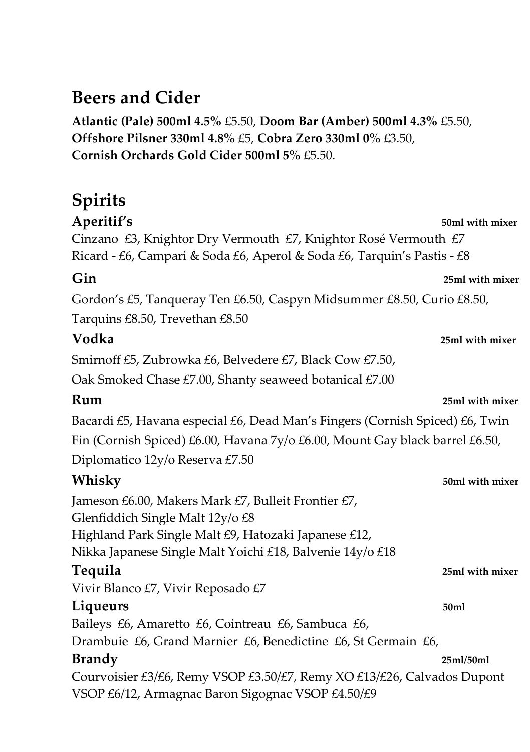## Beers and Cider

**Atlantic (Pale) 500ml 4.5%** £5.50, **Doom Bar (Amber) 500ml 4.3%** £5.50, **Offshore Pilsner 330ml 4.8%** £5, **Cobra Zero 330ml 0%** £3.50, **Cornish Orchards Gold Cider 500ml 5%** £5.50.

## Spirits

### Aperitif's — 50ml with mixer

Cinzano £3, Knightor Dry Vermouth £7, Knightor Rosé Vermouth £7
Ricard - £6, Campari & Soda £6, Aperol & Soda £6, Tarquin's Pastis - £8

### Gin — 25ml with mixer

Gordon's £5, Tanqueray Ten £6.50, Caspyn Midsummer £8.50, Curio £8.50, Tarquins £8.50, Trevethan £8.50

### Vodka — 25ml with mixer

Smirnoff £5, Zubrowka £6, Belvedere £7, Black Cow £7.50,
Oak Smoked Chase £7.00, Shanty seaweed botanical £7.00

### Rum — 25ml with mixer

Bacardi £5, Havana especial £6, Dead Man's Fingers (Cornish Spiced) £6, Twin Fin (Cornish Spiced) £6.00, Havana 7y/o £6.00, Mount Gay black barrel £6.50, Diplomatico 12y/o Reserva £7.50

### Whisky — 50ml with mixer

Jameson £6.00, Makers Mark £7, Bulleit Frontier £7,
Glenfiddich Single Malt 12y/o £8
Highland Park Single Malt £9, Hatozaki Japanese £12,
Nikka Japanese Single Malt Yoichi £18, Balvenie 14y/o £18

### Tequila — 25ml with mixer

Vivir Blanco £7, Vivir Reposado £7

### Liqueurs — 50ml

Baileys £6, Amaretto £6, Cointreau £6, Sambuca £6,
Drambuie £6, Grand Marnier £6, Benedictine £6, St Germain £6,

### Brandy — 25ml/50ml

Courvoisier £3/£6, Remy VSOP £3.50/£7, Remy XO £13/£26, Calvados Dupont VSOP £6/12, Armagnac Baron Sigognac VSOP £4.50/£9